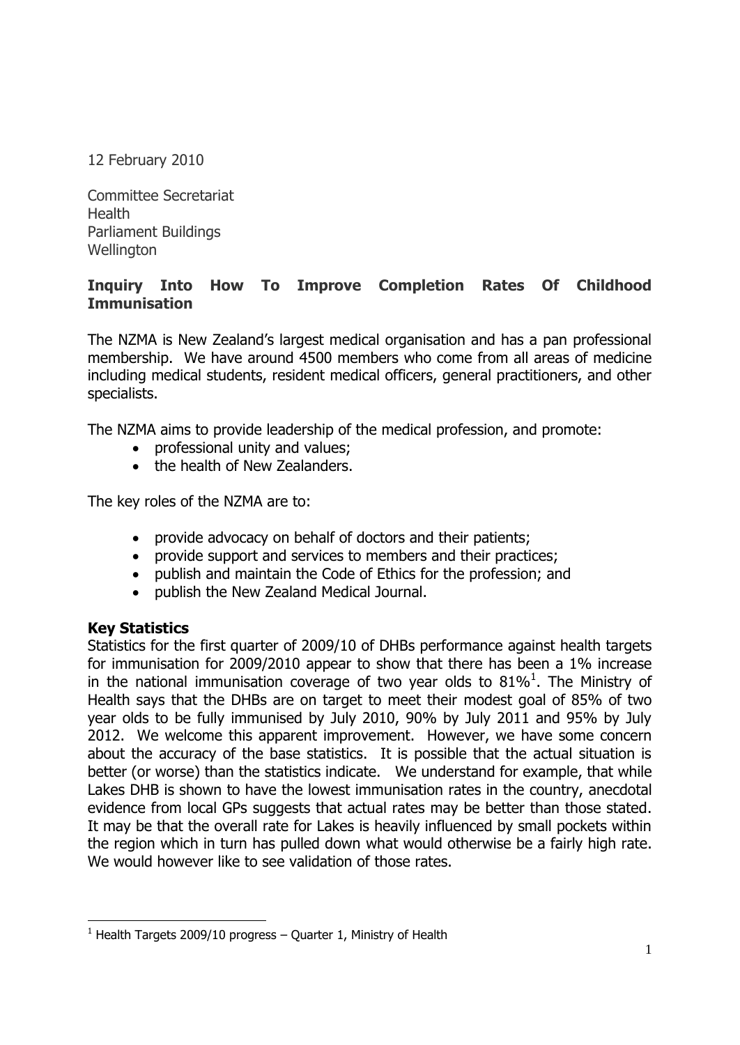12 February 2010

Committee Secretariat
Health
Parliament Buildings
Wellington

**Inquiry Into How To Improve Completion Rates Of Childhood Immunisation**

The NZMA is New Zealand's largest medical organisation and has a pan professional membership. We have around 4500 members who come from all areas of medicine including medical students, resident medical officers, general practitioners, and other specialists.

The NZMA aims to provide leadership of the medical profession, and promote:

- professional unity and values;
- the health of New Zealanders.

The key roles of the NZMA are to:

- provide advocacy on behalf of doctors and their patients;
- provide support and services to members and their practices;
- publish and maintain the Code of Ethics for the profession; and
- publish the New Zealand Medical Journal.

**Key Statistics**

Statistics for the first quarter of 2009/10 of DHBs performance against health targets for immunisation for 2009/2010 appear to show that there has been a 1% increase in the national immunisation coverage of two year olds to 81%[1]. The Ministry of Health says that the DHBs are on target to meet their modest goal of 85% of two year olds to be fully immunised by July 2010, 90% by July 2011 and 95% by July 2012. We welcome this apparent improvement. However, we have some concern about the accuracy of the base statistics. It is possible that the actual situation is better (or worse) than the statistics indicate. We understand for example, that while Lakes DHB is shown to have the lowest immunisation rates in the country, anecdotal evidence from local GPs suggests that actual rates may be better than those stated. It may be that the overall rate for Lakes is heavily influenced by small pockets within the region which in turn has pulled down what would otherwise be a fairly high rate. We would however like to see validation of those rates.

[1] Health Targets 2009/10 progress – Quarter 1, Ministry of Health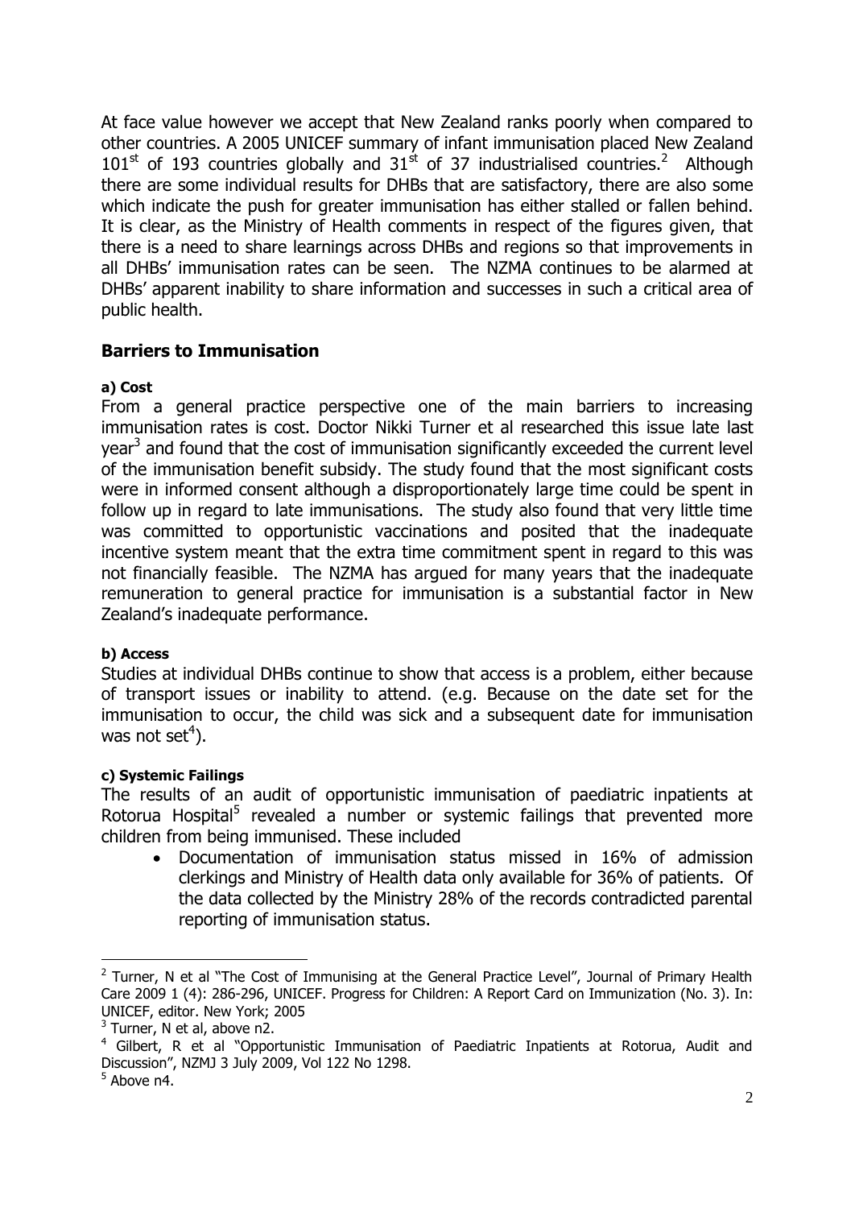At face value however we accept that New Zealand ranks poorly when compared to other countries. A 2005 UNICEF summary of infant immunisation placed New Zealand 101st of 193 countries globally and 31st of 37 industrialised countries.[2] Although there are some individual results for DHBs that are satisfactory, there are also some which indicate the push for greater immunisation has either stalled or fallen behind. It is clear, as the Ministry of Health comments in respect of the figures given, that there is a need to share learnings across DHBs and regions so that improvements in all DHBs' immunisation rates can be seen. The NZMA continues to be alarmed at DHBs' apparent inability to share information and successes in such a critical area of public health.

## Barriers to Immunisation

#### a) Cost

From a general practice perspective one of the main barriers to increasing immunisation rates is cost. Doctor Nikki Turner et al researched this issue late last year[3] and found that the cost of immunisation significantly exceeded the current level of the immunisation benefit subsidy. The study found that the most significant costs were in informed consent although a disproportionately large time could be spent in follow up in regard to late immunisations. The study also found that very little time was committed to opportunistic vaccinations and posited that the inadequate incentive system meant that the extra time commitment spent in regard to this was not financially feasible. The NZMA has argued for many years that the inadequate remuneration to general practice for immunisation is a substantial factor in New Zealand's inadequate performance.

#### b) Access

Studies at individual DHBs continue to show that access is a problem, either because of transport issues or inability to attend. (e.g. Because on the date set for the immunisation to occur, the child was sick and a subsequent date for immunisation was not set[4]).

#### c) Systemic Failings

The results of an audit of opportunistic immunisation of paediatric inpatients at Rotorua Hospital[5] revealed a number or systemic failings that prevented more children from being immunised. These included

- Documentation of immunisation status missed in 16% of admission clerkings and Ministry of Health data only available for 36% of patients. Of the data collected by the Ministry 28% of the records contradicted parental reporting of immunisation status.

---

[2] Turner, N et al "The Cost of Immunising at the General Practice Level", Journal of Primary Health Care 2009 1 (4): 286-296, UNICEF. Progress for Children: A Report Card on Immunization (No. 3). In: UNICEF, editor. New York; 2005

[3] Turner, N et al, above n2.

[4] Gilbert, R et al "Opportunistic Immunisation of Paediatric Inpatients at Rotorua, Audit and Discussion", NZMJ 3 July 2009, Vol 122 No 1298.

[5] Above n4.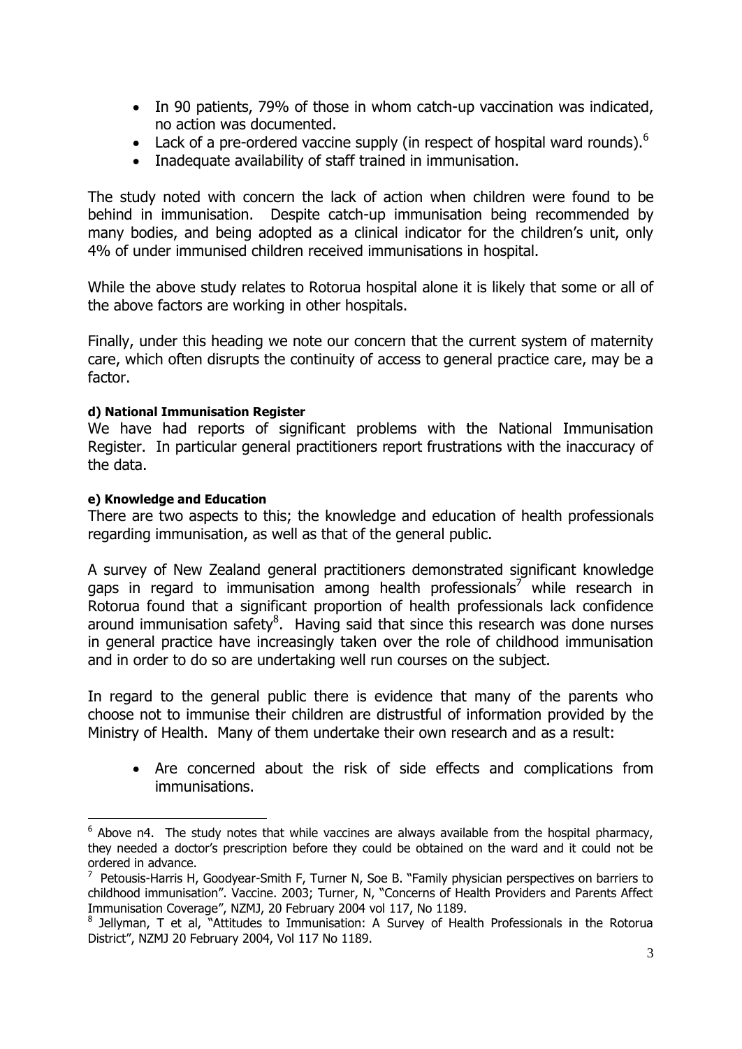- In 90 patients, 79% of those in whom catch-up vaccination was indicated, no action was documented.
- Lack of a pre-ordered vaccine supply (in respect of hospital ward rounds).[6]
- Inadequate availability of staff trained in immunisation.

The study noted with concern the lack of action when children were found to be behind in immunisation. Despite catch-up immunisation being recommended by many bodies, and being adopted as a clinical indicator for the children's unit, only 4% of under immunised children received immunisations in hospital.

While the above study relates to Rotorua hospital alone it is likely that some or all of the above factors are working in other hospitals.

Finally, under this heading we note our concern that the current system of maternity care, which often disrupts the continuity of access to general practice care, may be a factor.

#### d) National Immunisation Register

We have had reports of significant problems with the National Immunisation Register. In particular general practitioners report frustrations with the inaccuracy of the data.

#### e) Knowledge and Education

There are two aspects to this; the knowledge and education of health professionals regarding immunisation, as well as that of the general public.

A survey of New Zealand general practitioners demonstrated significant knowledge gaps in regard to immunisation among health professionals[7] while research in Rotorua found that a significant proportion of health professionals lack confidence around immunisation safety[8]. Having said that since this research was done nurses in general practice have increasingly taken over the role of childhood immunisation and in order to do so are undertaking well run courses on the subject.

In regard to the general public there is evidence that many of the parents who choose not to immunise their children are distrustful of information provided by the Ministry of Health. Many of them undertake their own research and as a result:

- Are concerned about the risk of side effects and complications from immunisations.

---

[6] Above n4. The study notes that while vaccines are always available from the hospital pharmacy, they needed a doctor's prescription before they could be obtained on the ward and it could not be ordered in advance.

[7] Petousis-Harris H, Goodyear-Smith F, Turner N, Soe B. "Family physician perspectives on barriers to childhood immunisation". Vaccine. 2003; Turner, N, "Concerns of Health Providers and Parents Affect Immunisation Coverage", NZMJ, 20 February 2004 vol 117, No 1189.

[8] Jellyman, T et al, "Attitudes to Immunisation: A Survey of Health Professionals in the Rotorua District", NZMJ 20 February 2004, Vol 117 No 1189.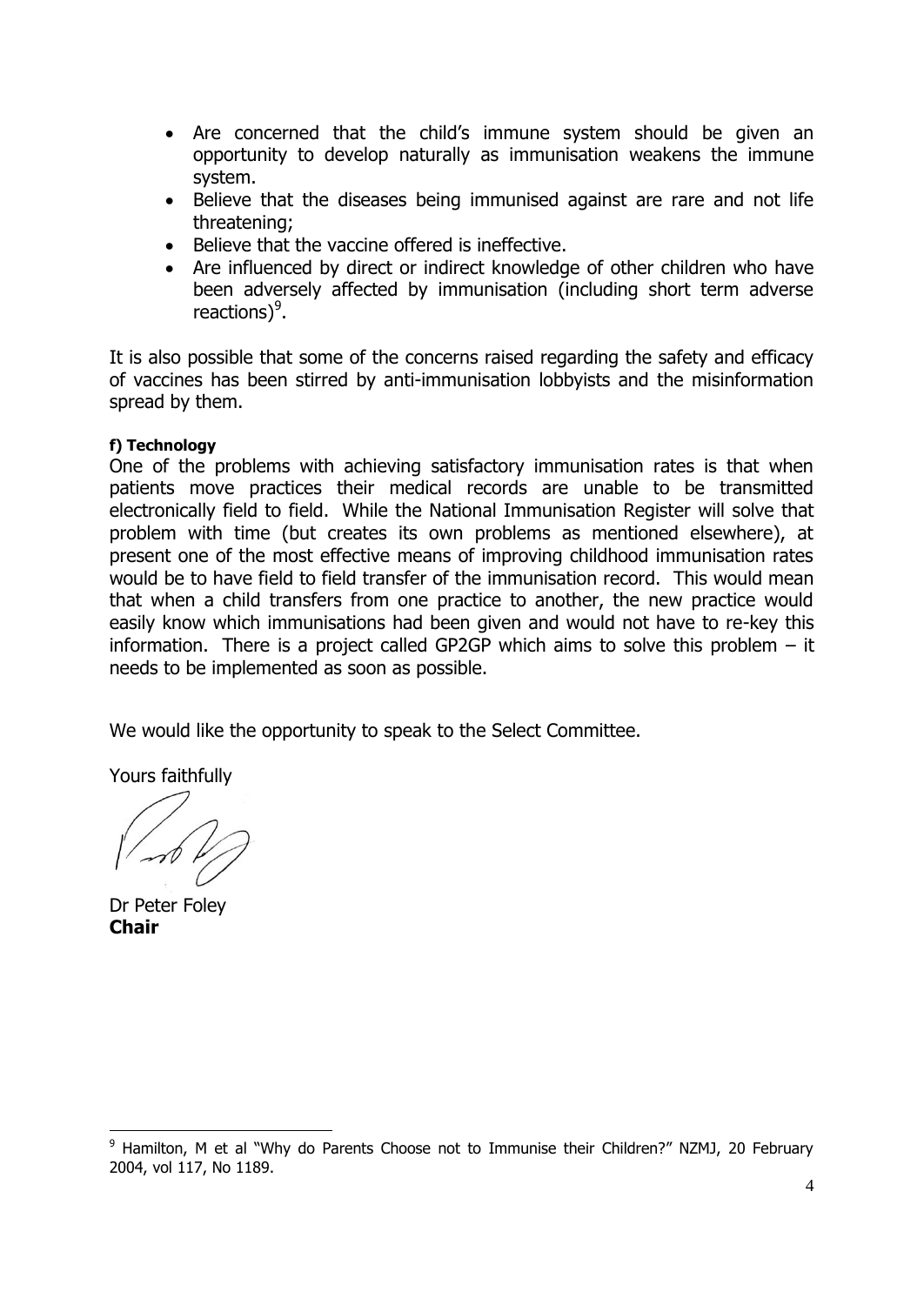- Are concerned that the child's immune system should be given an opportunity to develop naturally as immunisation weakens the immune system.
- Believe that the diseases being immunised against are rare and not life threatening;
- Believe that the vaccine offered is ineffective.
- Are influenced by direct or indirect knowledge of other children who have been adversely affected by immunisation (including short term adverse reactions)[9].

It is also possible that some of the concerns raised regarding the safety and efficacy of vaccines has been stirred by anti-immunisation lobbyists and the misinformation spread by them.

**f) Technology**

One of the problems with achieving satisfactory immunisation rates is that when patients move practices their medical records are unable to be transmitted electronically field to field. While the National Immunisation Register will solve that problem with time (but creates its own problems as mentioned elsewhere), at present one of the most effective means of improving childhood immunisation rates would be to have field to field transfer of the immunisation record. This would mean that when a child transfers from one practice to another, the new practice would easily know which immunisations had been given and would not have to re-key this information. There is a project called GP2GP which aims to solve this problem – it needs to be implemented as soon as possible.

We would like the opportunity to speak to the Select Committee.

Yours faithfully

Dr Peter Foley
**Chair**

[9] Hamilton, M et al "Why do Parents Choose not to Immunise their Children?" NZMJ, 20 February 2004, vol 117, No 1189.